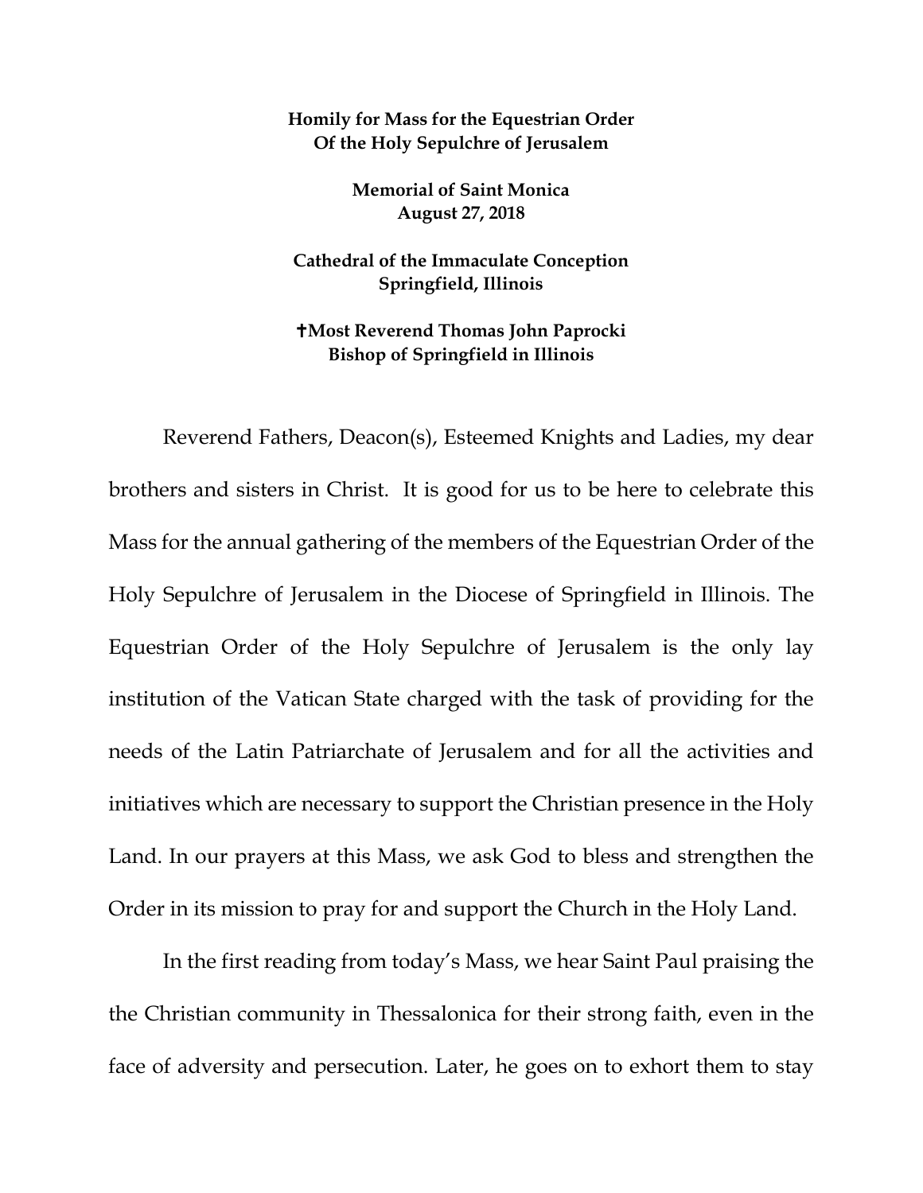**Homily for Mass for the Equestrian Order Of the Holy Sepulchre of Jerusalem**

**Memorial of Saint Monica August 27, 2018**

**Cathedral of the Immaculate Conception Springfield, Illinois**

**✝Most Reverend Thomas John Paprocki Bishop of Springfield in Illinois**

Reverend Fathers, Deacon(s), Esteemed Knights and Ladies, my dear brothers and sisters in Christ. It is good for us to be here to celebrate this Mass for the annual gathering of the members of the Equestrian Order of the Holy Sepulchre of Jerusalem in the Diocese of Springfield in Illinois. The Equestrian Order of the Holy Sepulchre of Jerusalem is the only lay institution of the Vatican State charged with the task of providing for the needs of the Latin Patriarchate of Jerusalem and for all the activities and initiatives which are necessary to support the Christian presence in the Holy Land. In our prayers at this Mass, we ask God to bless and strengthen the Order in its mission to pray for and support the Church in the Holy Land.

In the first reading from today's Mass, we hear Saint Paul praising the the Christian community in Thessalonica for their strong faith, even in the face of adversity and persecution. Later, he goes on to exhort them to stay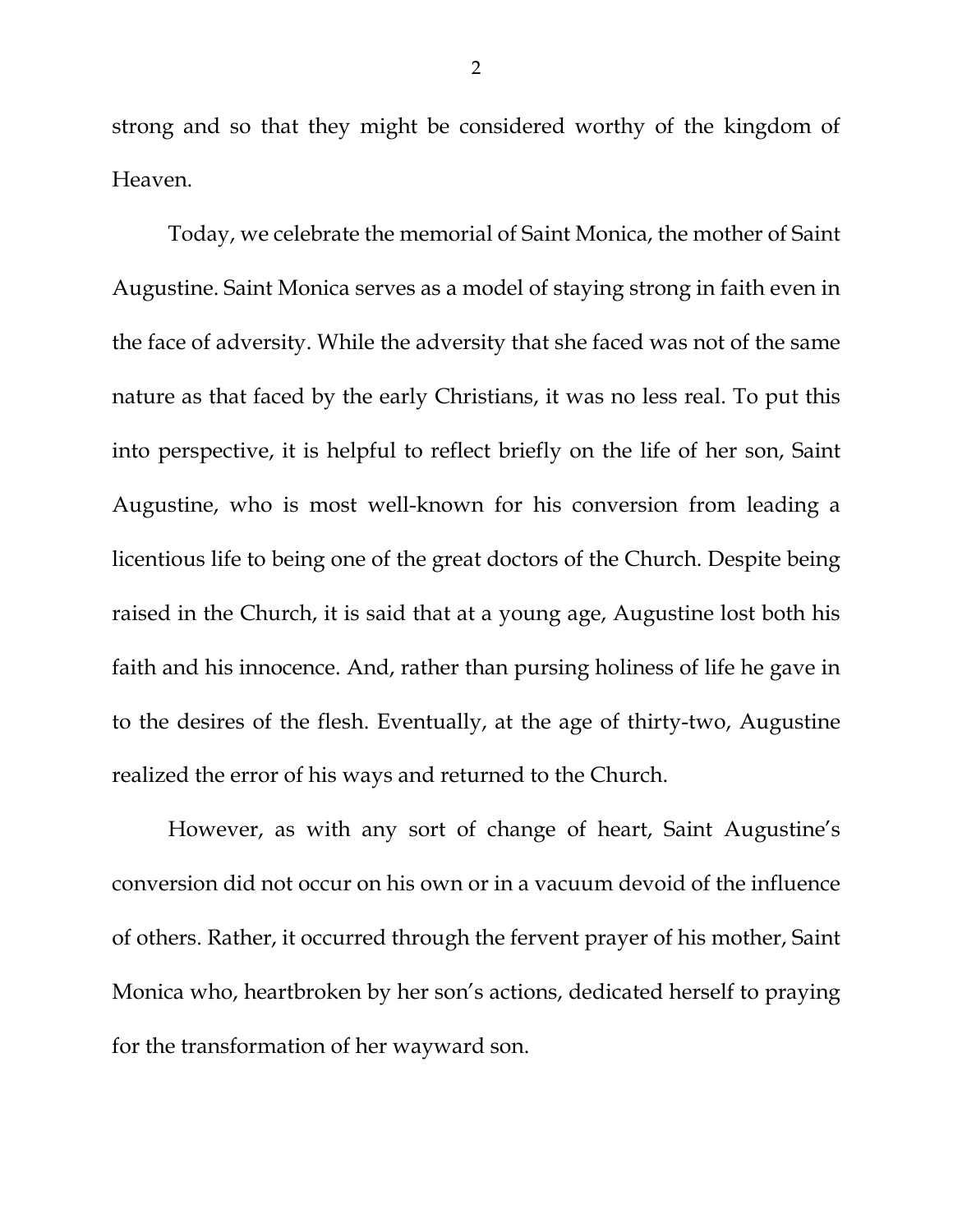strong and so that they might be considered worthy of the kingdom of Heaven.

Today, we celebrate the memorial of Saint Monica, the mother of Saint Augustine. Saint Monica serves as a model of staying strong in faith even in the face of adversity. While the adversity that she faced was not of the same nature as that faced by the early Christians, it was no less real. To put this into perspective, it is helpful to reflect briefly on the life of her son, Saint Augustine, who is most well-known for his conversion from leading a licentious life to being one of the great doctors of the Church. Despite being raised in the Church, it is said that at a young age, Augustine lost both his faith and his innocence. And, rather than pursing holiness of life he gave in to the desires of the flesh. Eventually, at the age of thirty-two, Augustine realized the error of his ways and returned to the Church.

However, as with any sort of change of heart, Saint Augustine's conversion did not occur on his own or in a vacuum devoid of the influence of others. Rather, it occurred through the fervent prayer of his mother, Saint Monica who, heartbroken by her son's actions, dedicated herself to praying for the transformation of her wayward son.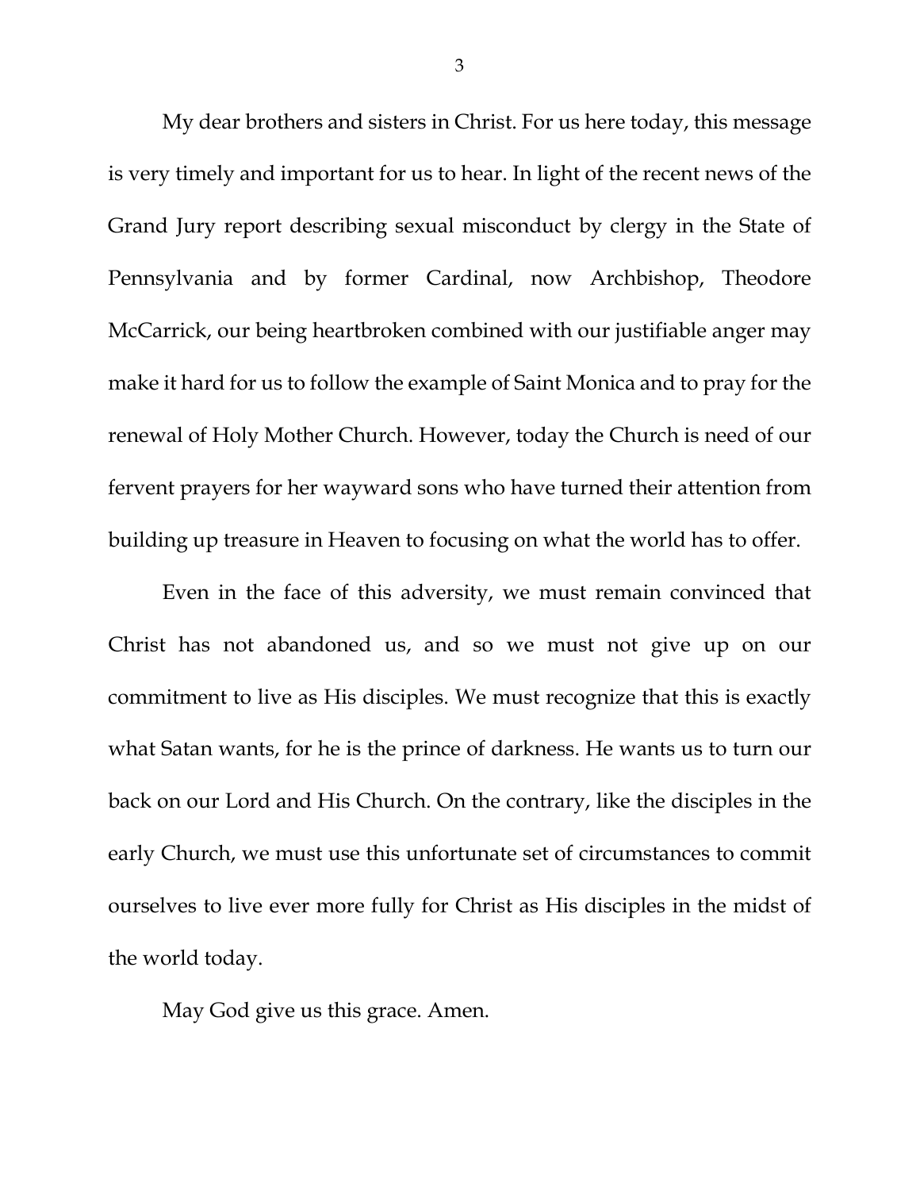My dear brothers and sisters in Christ. For us here today, this message is very timely and important for us to hear. In light of the recent news of the Grand Jury report describing sexual misconduct by clergy in the State of Pennsylvania and by former Cardinal, now Archbishop, Theodore McCarrick, our being heartbroken combined with our justifiable anger may make it hard for us to follow the example of Saint Monica and to pray for the renewal of Holy Mother Church. However, today the Church is need of our fervent prayers for her wayward sons who have turned their attention from building up treasure in Heaven to focusing on what the world has to offer.

Even in the face of this adversity, we must remain convinced that Christ has not abandoned us, and so we must not give up on our commitment to live as His disciples. We must recognize that this is exactly what Satan wants, for he is the prince of darkness. He wants us to turn our back on our Lord and His Church. On the contrary, like the disciples in the early Church, we must use this unfortunate set of circumstances to commit ourselves to live ever more fully for Christ as His disciples in the midst of the world today.

May God give us this grace. Amen.